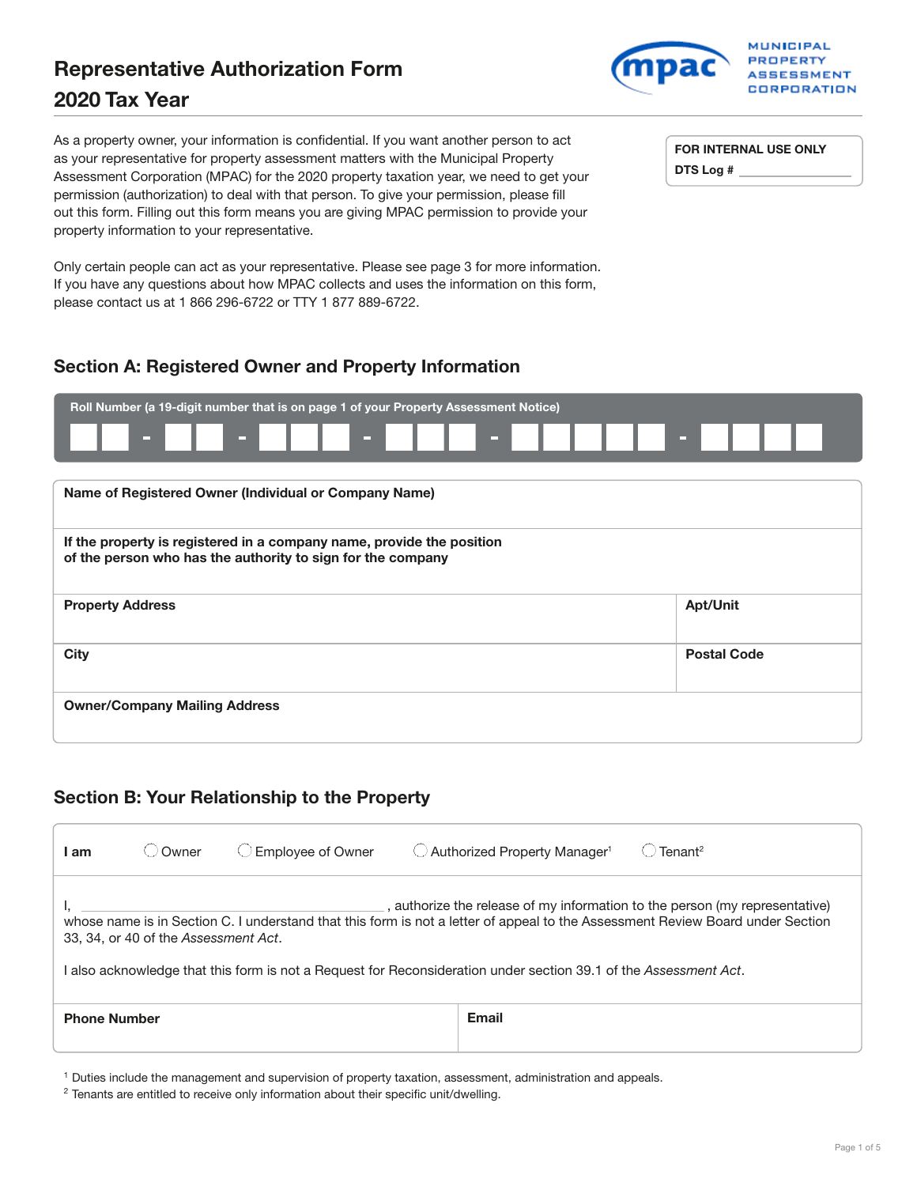# Representative Authorization Form
## 2020 Tax Year

MUNICIPAL PROPERTY ASSESSMENT CORPORATION

| FOR INTERNAL USE ONLY |
|---|
| DTS Log # ______________ |

As a property owner, your information is confidential. If you want another person to act as your representative for property assessment matters with the Municipal Property Assessment Corporation (MPAC) for the 2020 property taxation year, we need to get your permission (authorization) to deal with that person. To give your permission, please fill out this form. Filling out this form means you are giving MPAC permission to provide your property information to your representative.

Only certain people can act as your representative. Please see page 3 for more information. If you have any questions about how MPAC collects and uses the information on this form, please contact us at 1 866 296-6722 or TTY 1 877 889-6722.

## Section A: Registered Owner and Property Information

**Roll Number (a 19-digit number that is on page 1 of your Property Assessment Notice)**

☐☐ - ☐☐ - ☐☐☐ - ☐☐☐ - ☐☐☐☐☐ - ☐☐☐☐

| **Name of Registered Owner (Individual or Company Name)** | |
|---|---|
| **If the property is registered in a company name, provide the position of the person who has the authority to sign for the company** | |
| **Property Address** | **Apt/Unit** |
| **City** | **Postal Code** |
| **Owner/Company Mailing Address** | |

## Section B: Your Relationship to the Property

**I am** ◯ Owner ◯ Employee of Owner ◯ Authorized Property Manager[1] ◯ Tenant[2]

I, ________________________________, authorize the release of my information to the person (my representative) whose name is in Section C. I understand that this form is not a letter of appeal to the Assessment Review Board under Section 33, 34, or 40 of the *Assessment Act*.

I also acknowledge that this form is not a Request for Reconsideration under section 39.1 of the *Assessment Act*.

| **Phone Number** | **Email** |
|---|---|
| | |

[1] Duties include the management and supervision of property taxation, assessment, administration and appeals.
[2] Tenants are entitled to receive only information about their specific unit/dwelling.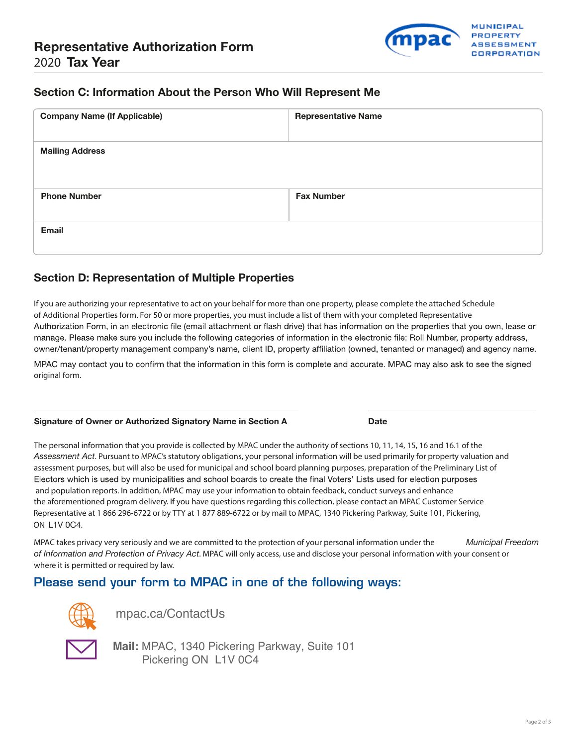# Representative Authorization Form
2020 **Tax Year**

## Section C: Information About the Person Who Will Represent Me

| Company Name (If Applicable) | Representative Name |
|---|---|
| **Mailing Address** | |
| **Phone Number** | **Fax Number** |
| **Email** | |

## Section D: Representation of Multiple Properties

If you are authorizing your representative to act on your behalf for more than one property, please complete the attached Schedule of Additional Properties form. For 50 or more properties, you must include a list of them with your completed Representative Authorization Form, in an electronic file (email attachment or flash drive) that has information on the properties that you own, lease or manage. Please make sure you include the following categories of information in the electronic file: Roll Number, property address, owner/tenant/property management company's name, client ID, property affiliation (owned, tenanted or managed) and agency name.

MPAC may contact you to confirm that the information in this form is complete and accurate. MPAC may also ask to see the signed original form.

**Signature of Owner or Authorized Signatory Name in Section A** _______________

**Date** _______________

The personal information that you provide is collected by MPAC under the authority of sections 10, 11, 14, 15, 16 and 16.1 of the *Assessment Act*. Pursuant to MPAC's statutory obligations, your personal information will be used primarily for property valuation and assessment purposes, but will also be used for municipal and school board planning purposes, preparation of the Preliminary List of Electors which is used by municipalities and school boards to create the final Voters' Lists used for election purposes and population reports. In addition, MPAC may use your information to obtain feedback, conduct surveys and enhance the aforementioned program delivery. If you have questions regarding this collection, please contact an MPAC Customer Service Representative at 1 866 296-6722 or by TTY at 1 877 889-6722 or by mail to MPAC, 1340 Pickering Parkway, Suite 101, Pickering, ON L1V 0C4.

MPAC takes privacy very seriously and we are committed to the protection of your personal information under the *Municipal Freedom of Information and Protection of Privacy Act*. MPAC will only access, use and disclose your personal information with your consent or where it is permitted or required by law.

## Please send your form to MPAC in one of the following ways:

mpac.ca/ContactUs

**Mail:** MPAC, 1340 Pickering Parkway, Suite 101
Pickering ON L1V 0C4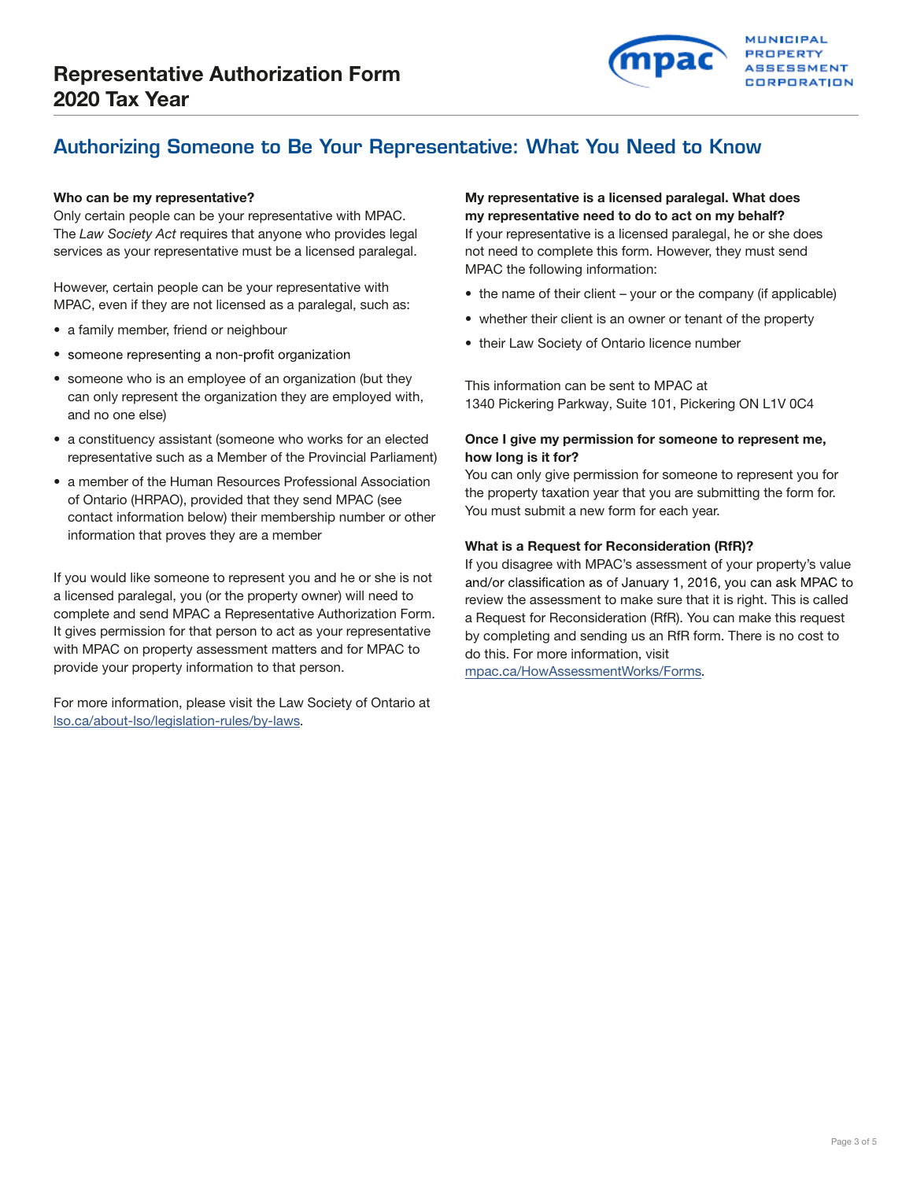# Representative Authorization Form 2020 Tax Year

MUNICIPAL PROPERTY ASSESSMENT CORPORATION

## Authorizing Someone to Be Your Representative: What You Need to Know

**Who can be my representative?**
Only certain people can be your representative with MPAC. The *Law Society Act* requires that anyone who provides legal services as your representative must be a licensed paralegal.

However, certain people can be your representative with MPAC, even if they are not licensed as a paralegal, such as:

- a family member, friend or neighbour
- someone representing a non-profit organization
- someone who is an employee of an organization (but they can only represent the organization they are employed with, and no one else)
- a constituency assistant (someone who works for an elected representative such as a Member of the Provincial Parliament)
- a member of the Human Resources Professional Association of Ontario (HRPAO), provided that they send MPAC (see contact information below) their membership number or other information that proves they are a member

If you would like someone to represent you and he or she is not a licensed paralegal, you (or the property owner) will need to complete and send MPAC a Representative Authorization Form. It gives permission for that person to act as your representative with MPAC on property assessment matters and for MPAC to provide your property information to that person.

For more information, please visit the Law Society of Ontario at lso.ca/about-lso/legislation-rules/by-laws.

**My representative is a licensed paralegal. What does my representative need to do to act on my behalf?**
If your representative is a licensed paralegal, he or she does not need to complete this form. However, they must send MPAC the following information:

- the name of their client – your or the company (if applicable)
- whether their client is an owner or tenant of the property
- their Law Society of Ontario licence number

This information can be sent to MPAC at
1340 Pickering Parkway, Suite 101, Pickering ON L1V 0C4

**Once I give my permission for someone to represent me, how long is it for?**
You can only give permission for someone to represent you for the property taxation year that you are submitting the form for. You must submit a new form for each year.

**What is a Request for Reconsideration (RfR)?**
If you disagree with MPAC's assessment of your property's value and/or classification as of January 1, 2016, you can ask MPAC to review the assessment to make sure that it is right. This is called a Request for Reconsideration (RfR). You can make this request by completing and sending us an RfR form. There is no cost to do this. For more information, visit mpac.ca/HowAssessmentWorks/Forms.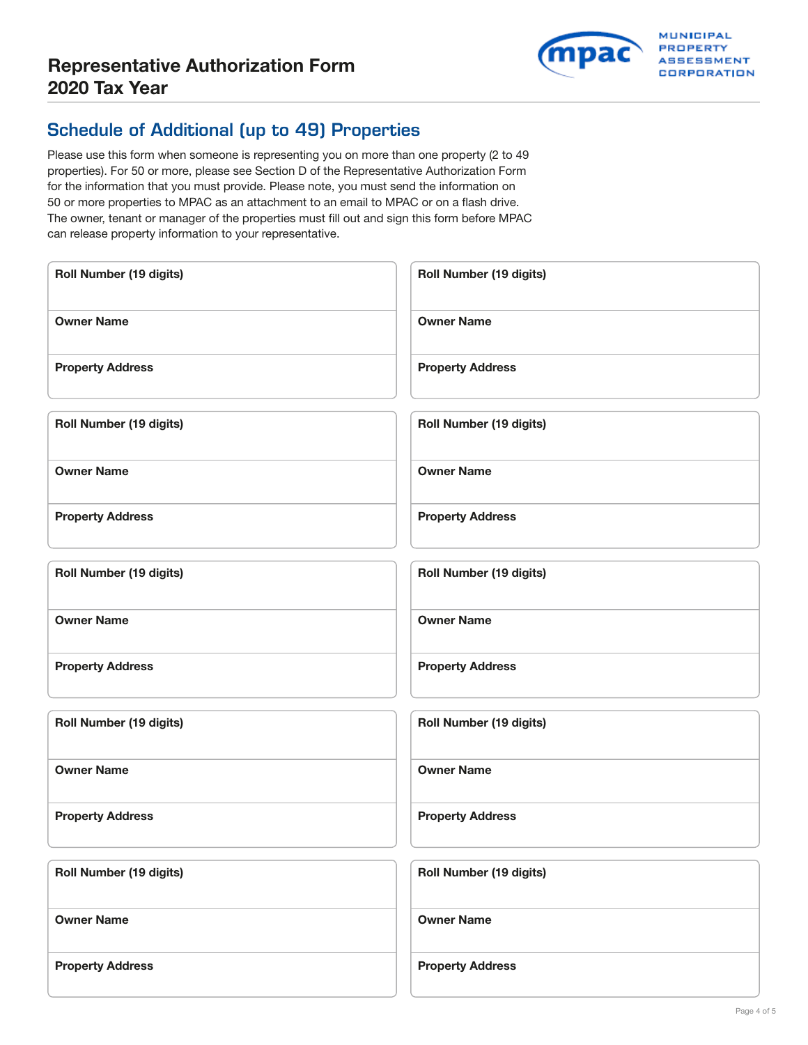# Representative Authorization Form
# 2020 Tax Year

MUNICIPAL PROPERTY ASSESSMENT CORPORATION

## Schedule of Additional (up to 49) Properties

Please use this form when someone is representing you on more than one property (2 to 49 properties). For 50 or more, please see Section D of the Representative Authorization Form for the information that you must provide. Please note, you must send the information on 50 or more properties to MPAC as an attachment to an email to MPAC or on a flash drive. The owner, tenant or manager of the properties must fill out and sign this form before MPAC can release property information to your representative.

| Roll Number (19 digits) | Roll Number (19 digits) |
| --- | --- |
| Owner Name | Owner Name |
| Property Address | Property Address |

| Roll Number (19 digits) | Roll Number (19 digits) |
| --- | --- |
| Owner Name | Owner Name |
| Property Address | Property Address |

| Roll Number (19 digits) | Roll Number (19 digits) |
| --- | --- |
| Owner Name | Owner Name |
| Property Address | Property Address |

| Roll Number (19 digits) | Roll Number (19 digits) |
| --- | --- |
| Owner Name | Owner Name |
| Property Address | Property Address |

| Roll Number (19 digits) | Roll Number (19 digits) |
| --- | --- |
| Owner Name | Owner Name |
| Property Address | Property Address |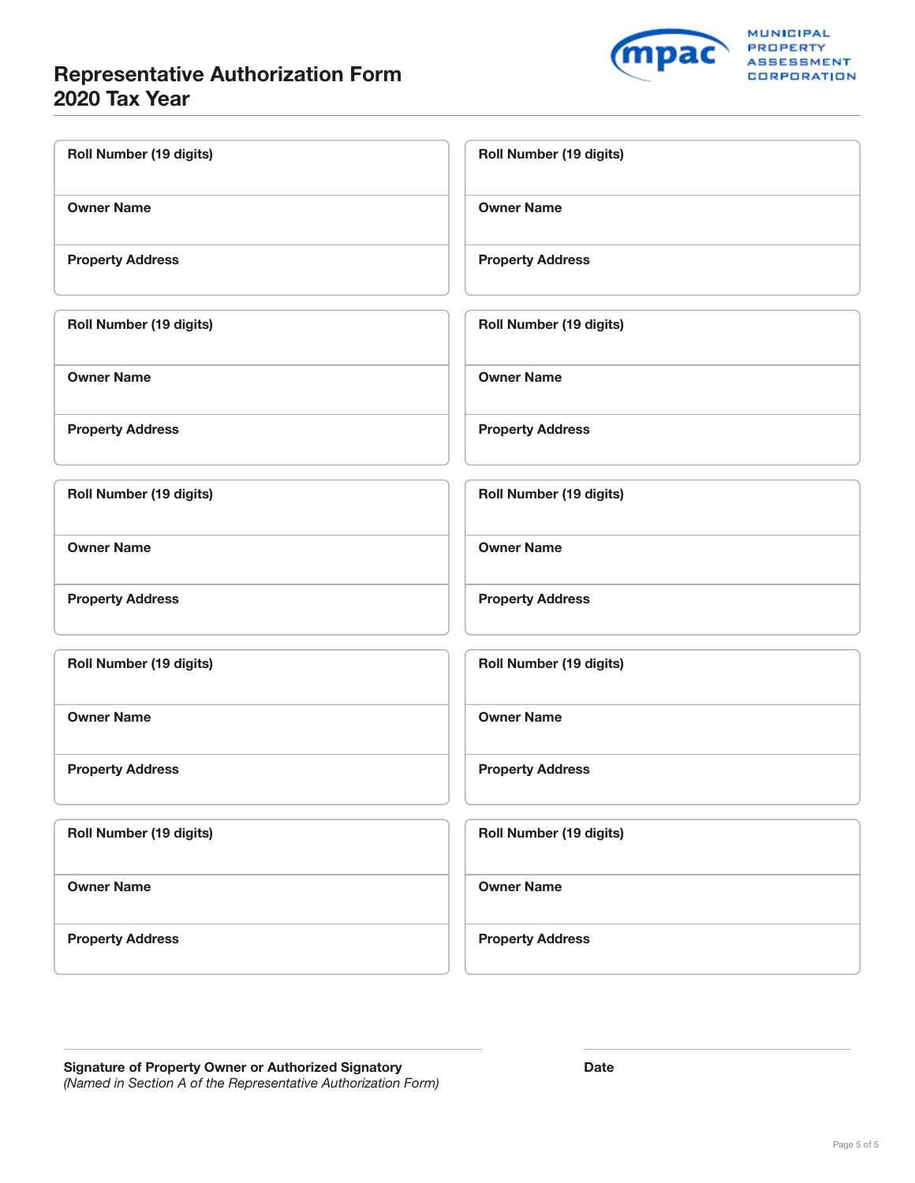# Representative Authorization Form
# 2020 Tax Year

MUNICIPAL PROPERTY ASSESSMENT CORPORATION

| | |
|---|---|
| **Roll Number (19 digits)** | **Roll Number (19 digits)** |
| **Owner Name** | **Owner Name** |
| **Property Address** | **Property Address** |

| | |
|---|---|
| **Roll Number (19 digits)** | **Roll Number (19 digits)** |
| **Owner Name** | **Owner Name** |
| **Property Address** | **Property Address** |

| | |
|---|---|
| **Roll Number (19 digits)** | **Roll Number (19 digits)** |
| **Owner Name** | **Owner Name** |
| **Property Address** | **Property Address** |

| | |
|---|---|
| **Roll Number (19 digits)** | **Roll Number (19 digits)** |
| **Owner Name** | **Owner Name** |
| **Property Address** | **Property Address** |

| | |
|---|---|
| **Roll Number (19 digits)** | **Roll Number (19 digits)** |
| **Owner Name** | **Owner Name** |
| **Property Address** | **Property Address** |

**Signature of Property Owner or Authorized Signatory**
*(Named in Section A of the Representative Authorization Form)*

**Date**